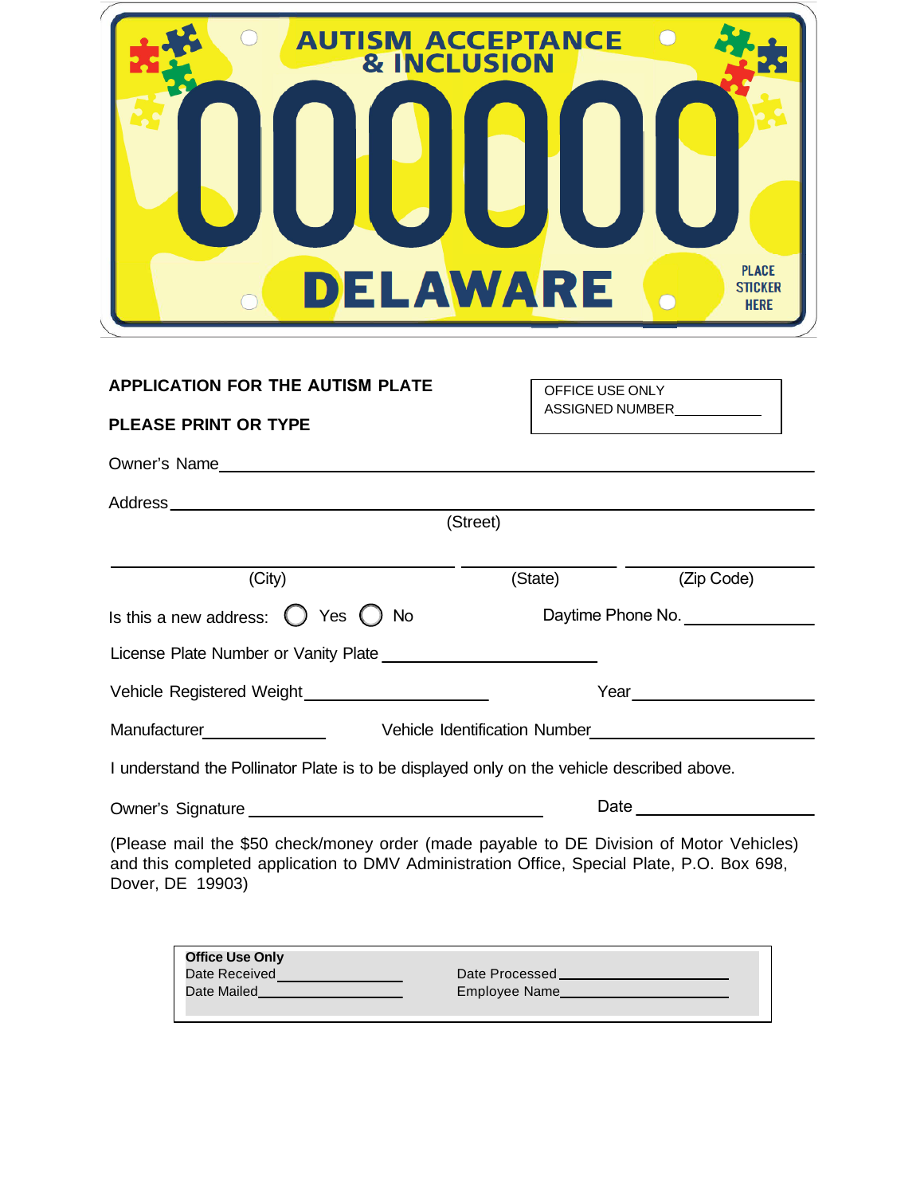AUTISM ACCEPTANCE & INCLUSION

000000

DELAWARE

PLACE STICKER HERE

**APPLICATION FOR THE AUTISM PLATE**

**PLEASE PRINT OR TYPE**

OFFICE USE ONLY
ASSIGNED NUMBER___________

Owner's Name_______________________________________________

Address_______________________________________________
(Street)

_______________________ _______________ _______________
(City) (State) (Zip Code)

Is this a new address: ◯ Yes ◯ No Daytime Phone No. _______________

License Plate Number or Vanity Plate _______________________

Vehicle Registered Weight____________________ Year____________________

Manufacturer______________ Vehicle Identification Number________________________

I understand the Pollinator Plate is to be displayed only on the vehicle described above.

Owner's Signature ________________________________ Date ____________________

(Please mail the $50 check/money order (made payable to DE Division of Motor Vehicles) and this completed application to DMV Administration Office, Special Plate, P.O. Box 698, Dover, DE 19903)

**Office Use Only**
Date Received________________ Date Processed____________________
Date Mailed________________ Employee Name____________________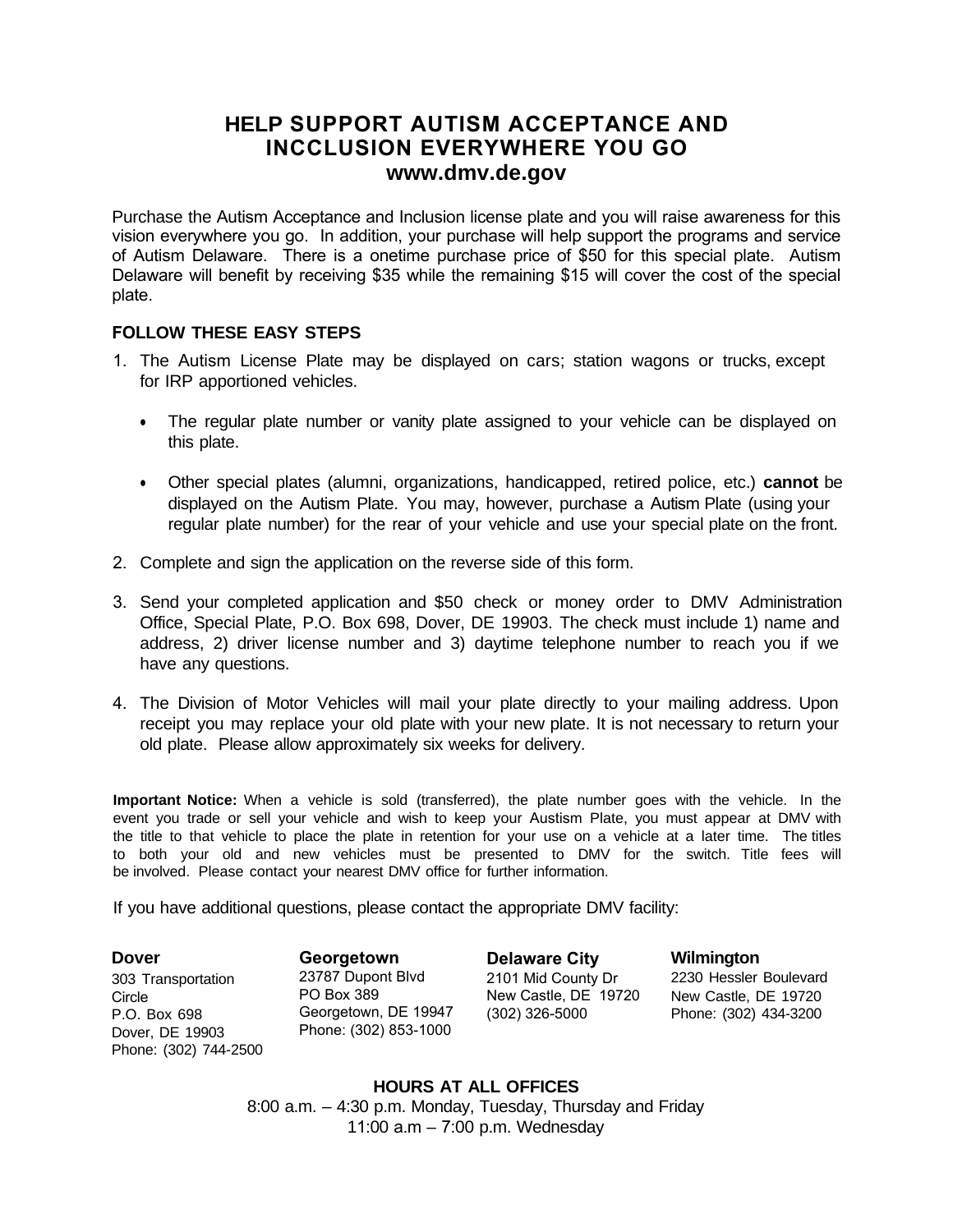# HELP SUPPORT AUTISM ACCEPTANCE AND INCCLUSION EVERYWHERE YOU GO

## www.dmv.de.gov

Purchase the Autism Acceptance and Inclusion license plate and you will raise awareness for this vision everywhere you go. In addition, your purchase will help support the programs and service of Autism Delaware. There is a onetime purchase price of $50 for this special plate. Autism Delaware will benefit by receiving $35 while the remaining $15 will cover the cost of the special plate.

### FOLLOW THESE EASY STEPS

1. The Autism License Plate may be displayed on cars; station wagons or trucks, except for IRP apportioned vehicles.
   - The regular plate number or vanity plate assigned to your vehicle can be displayed on this plate.
   - Other special plates (alumni, organizations, handicapped, retired police, etc.) **cannot** be displayed on the Autism Plate. You may, however, purchase a Autism Plate (using your regular plate number) for the rear of your vehicle and use your special plate on the front.
2. Complete and sign the application on the reverse side of this form.
3. Send your completed application and $50 check or money order to DMV Administration Office, Special Plate, P.O. Box 698, Dover, DE 19903. The check must include 1) name and address, 2) driver license number and 3) daytime telephone number to reach you if we have any questions.
4. The Division of Motor Vehicles will mail your plate directly to your mailing address. Upon receipt you may replace your old plate with your new plate. It is not necessary to return your old plate. Please allow approximately six weeks for delivery.

**Important Notice:** When a vehicle is sold (transferred), the plate number goes with the vehicle. In the event you trade or sell your vehicle and wish to keep your Austism Plate, you must appear at DMV with the title to that vehicle to place the plate in retention for your use on a vehicle at a later time. The titles to both your old and new vehicles must be presented to DMV for the switch. Title fees will be involved. Please contact your nearest DMV office for further information.

If you have additional questions, please contact the appropriate DMV facility:

**Dover**
303 Transportation Circle
P.O. Box 698
Dover, DE 19903
Phone: (302) 744-2500

**Georgetown**
23787 Dupont Blvd
PO Box 389
Georgetown, DE 19947
Phone: (302) 853-1000

**Delaware City**
2101 Mid County Dr
New Castle, DE 19720
(302) 326-5000

**Wilmington**
2230 Hessler Boulevard
New Castle, DE 19720
Phone: (302) 434-3200

**HOURS AT ALL OFFICES**

8:00 a.m. – 4:30 p.m. Monday, Tuesday, Thursday and Friday
11:00 a.m – 7:00 p.m. Wednesday